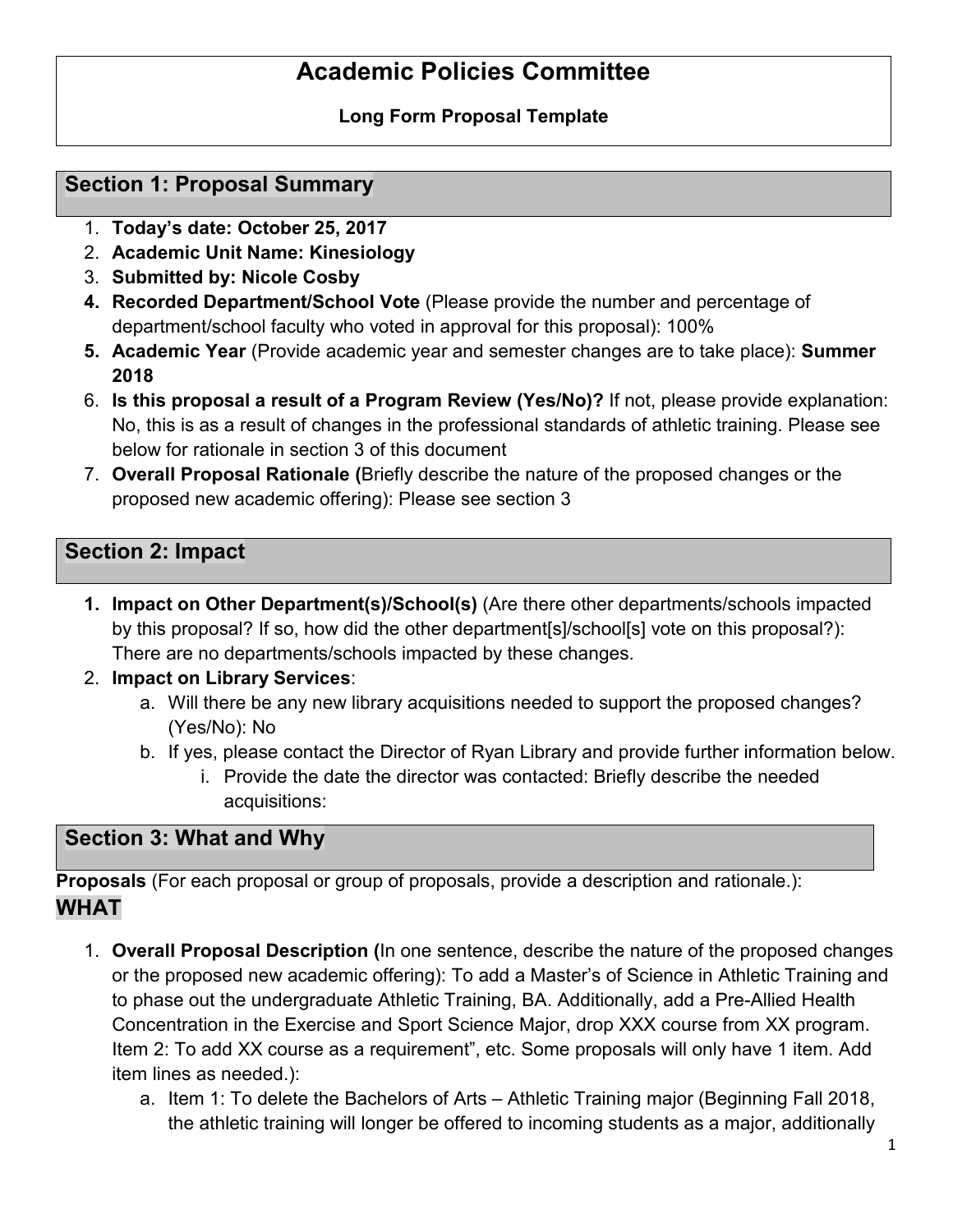# Academic Policies Committee

**Long Form Proposal Template**

## Section 1: Proposal Summary

1. **Today's date: October 25, 2017**
2. **Academic Unit Name: Kinesiology**
3. **Submitted by: Nicole Cosby**
4. **Recorded Department/School Vote** (Please provide the number and percentage of department/school faculty who voted in approval for this proposal): 100%
5. **Academic Year** (Provide academic year and semester changes are to take place): **Summer 2018**
6. **Is this proposal a result of a Program Review (Yes/No)?** If not, please provide explanation: No, this is as a result of changes in the professional standards of athletic training. Please see below for rationale in section 3 of this document
7. **Overall Proposal Rationale (**Briefly describe the nature of the proposed changes or the proposed new academic offering): Please see section 3

## Section 2: Impact

1. **Impact on Other Department(s)/School(s)** (Are there other departments/schools impacted by this proposal? If so, how did the other department[s]/school[s] vote on this proposal?): There are no departments/schools impacted by these changes.
2. **Impact on Library Services**:
   a. Will there be any new library acquisitions needed to support the proposed changes? (Yes/No): No
   b. If yes, please contact the Director of Ryan Library and provide further information below.
      i. Provide the date the director was contacted: Briefly describe the needed acquisitions:

## Section 3: What and Why

**Proposals** (For each proposal or group of proposals, provide a description and rationale.):

### WHAT

1. **Overall Proposal Description (**In one sentence, describe the nature of the proposed changes or the proposed new academic offering): To add a Master's of Science in Athletic Training and to phase out the undergraduate Athletic Training, BA. Additionally, add a Pre-Allied Health Concentration in the Exercise and Sport Science Major, drop XXX course from XX program. Item 2: To add XX course as a requirement", etc. Some proposals will only have 1 item. Add item lines as needed.):
   a. Item 1: To delete the Bachelors of Arts – Athletic Training major (Beginning Fall 2018, the athletic training will longer be offered to incoming students as a major, additionally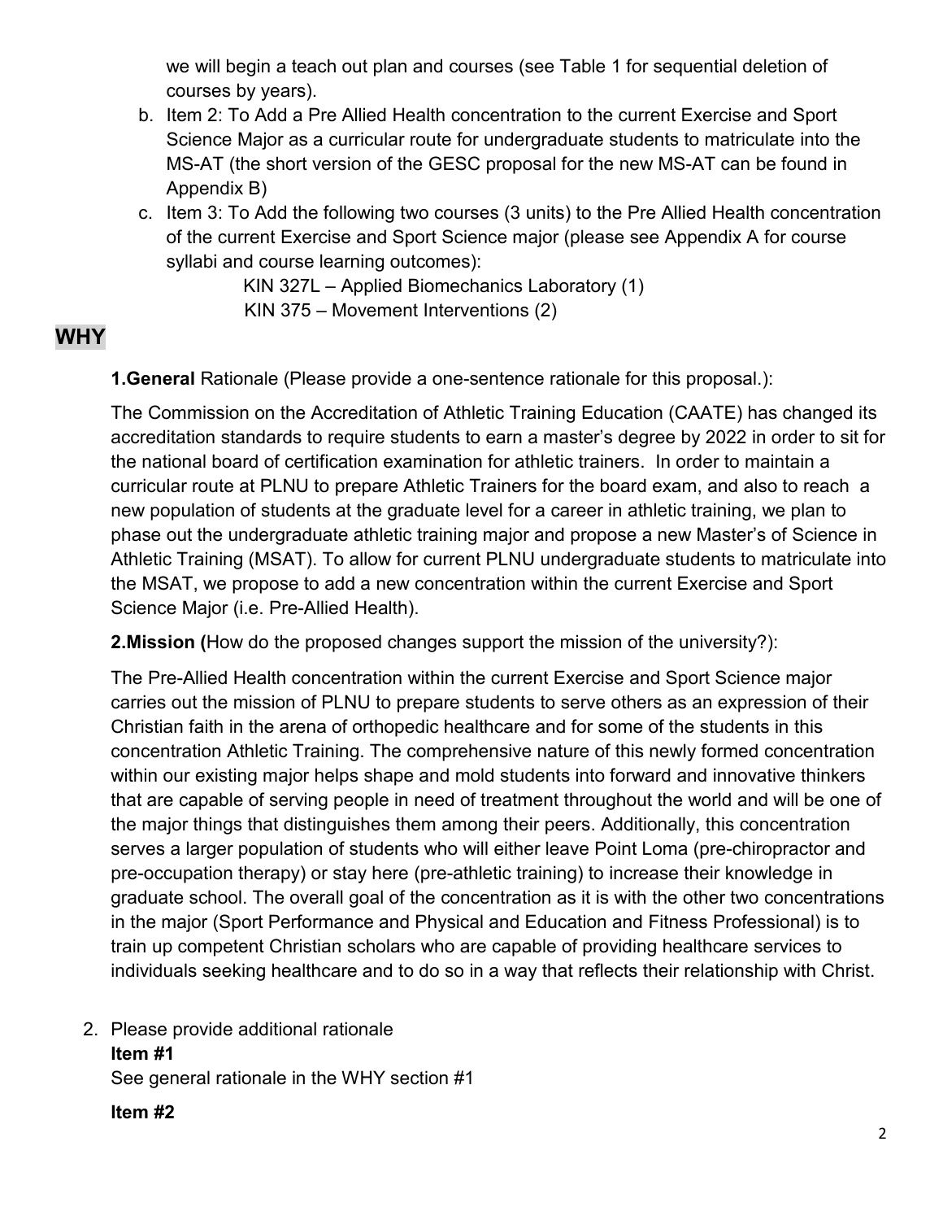we will begin a teach out plan and courses (see Table 1 for sequential deletion of courses by years).

b. Item 2: To Add a Pre Allied Health concentration to the current Exercise and Sport Science Major as a curricular route for undergraduate students to matriculate into the MS-AT (the short version of the GESC proposal for the new MS-AT can be found in Appendix B)

c. Item 3: To Add the following two courses (3 units) to the Pre Allied Health concentration of the current Exercise and Sport Science major (please see Appendix A for course syllabi and course learning outcomes):

KIN 327L – Applied Biomechanics Laboratory (1)
KIN 375 – Movement Interventions (2)

## WHY

**1.General** Rationale (Please provide a one-sentence rationale for this proposal.):

The Commission on the Accreditation of Athletic Training Education (CAATE) has changed its accreditation standards to require students to earn a master's degree by 2022 in order to sit for the national board of certification examination for athletic trainers. In order to maintain a curricular route at PLNU to prepare Athletic Trainers for the board exam, and also to reach a new population of students at the graduate level for a career in athletic training, we plan to phase out the undergraduate athletic training major and propose a new Master's of Science in Athletic Training (MSAT). To allow for current PLNU undergraduate students to matriculate into the MSAT, we propose to add a new concentration within the current Exercise and Sport Science Major (i.e. Pre-Allied Health).

**2.Mission (**How do the proposed changes support the mission of the university?):

The Pre-Allied Health concentration within the current Exercise and Sport Science major carries out the mission of PLNU to prepare students to serve others as an expression of their Christian faith in the arena of orthopedic healthcare and for some of the students in this concentration Athletic Training. The comprehensive nature of this newly formed concentration within our existing major helps shape and mold students into forward and innovative thinkers that are capable of serving people in need of treatment throughout the world and will be one of the major things that distinguishes them among their peers. Additionally, this concentration serves a larger population of students who will either leave Point Loma (pre-chiropractor and pre-occupation therapy) or stay here (pre-athletic training) to increase their knowledge in graduate school. The overall goal of the concentration as it is with the other two concentrations in the major (Sport Performance and Physical and Education and Fitness Professional) is to train up competent Christian scholars who are capable of providing healthcare services to individuals seeking healthcare and to do so in a way that reflects their relationship with Christ.

2. Please provide additional rationale

**Item #1**

See general rationale in the WHY section #1

**Item #2**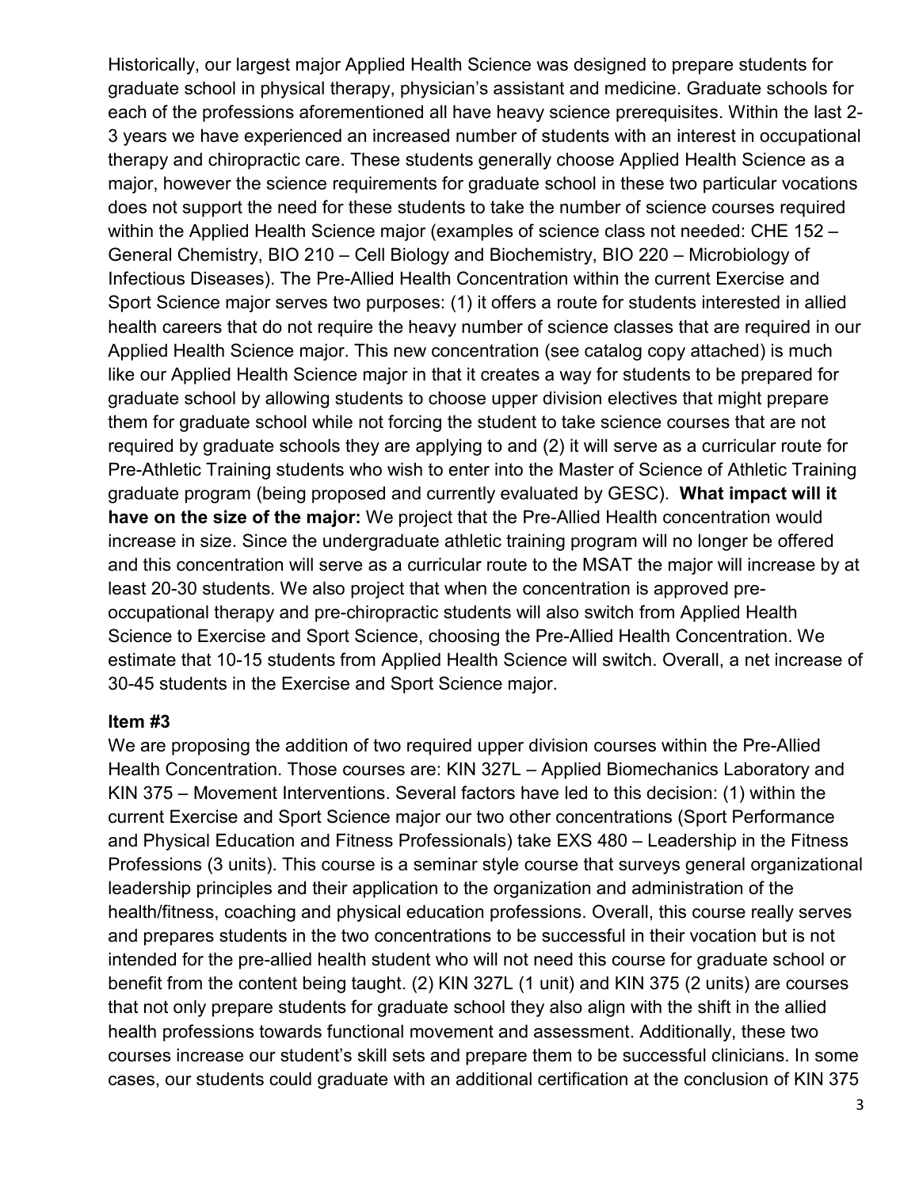Historically, our largest major Applied Health Science was designed to prepare students for graduate school in physical therapy, physician's assistant and medicine. Graduate schools for each of the professions aforementioned all have heavy science prerequisites. Within the last 2-3 years we have experienced an increased number of students with an interest in occupational therapy and chiropractic care. These students generally choose Applied Health Science as a major, however the science requirements for graduate school in these two particular vocations does not support the need for these students to take the number of science courses required within the Applied Health Science major (examples of science class not needed: CHE 152 – General Chemistry, BIO 210 – Cell Biology and Biochemistry, BIO 220 – Microbiology of Infectious Diseases). The Pre-Allied Health Concentration within the current Exercise and Sport Science major serves two purposes: (1) it offers a route for students interested in allied health careers that do not require the heavy number of science classes that are required in our Applied Health Science major. This new concentration (see catalog copy attached) is much like our Applied Health Science major in that it creates a way for students to be prepared for graduate school by allowing students to choose upper division electives that might prepare them for graduate school while not forcing the student to take science courses that are not required by graduate schools they are applying to and (2) it will serve as a curricular route for Pre-Athletic Training students who wish to enter into the Master of Science of Athletic Training graduate program (being proposed and currently evaluated by GESC). **What impact will it have on the size of the major:** We project that the Pre-Allied Health concentration would increase in size. Since the undergraduate athletic training program will no longer be offered and this concentration will serve as a curricular route to the MSAT the major will increase by at least 20-30 students. We also project that when the concentration is approved pre-occupational therapy and pre-chiropractic students will also switch from Applied Health Science to Exercise and Sport Science, choosing the Pre-Allied Health Concentration. We estimate that 10-15 students from Applied Health Science will switch. Overall, a net increase of 30-45 students in the Exercise and Sport Science major.

**Item #3**

We are proposing the addition of two required upper division courses within the Pre-Allied Health Concentration. Those courses are: KIN 327L – Applied Biomechanics Laboratory and KIN 375 – Movement Interventions. Several factors have led to this decision: (1) within the current Exercise and Sport Science major our two other concentrations (Sport Performance and Physical Education and Fitness Professionals) take EXS 480 – Leadership in the Fitness Professions (3 units). This course is a seminar style course that surveys general organizational leadership principles and their application to the organization and administration of the health/fitness, coaching and physical education professions. Overall, this course really serves and prepares students in the two concentrations to be successful in their vocation but is not intended for the pre-allied health student who will not need this course for graduate school or benefit from the content being taught. (2) KIN 327L (1 unit) and KIN 375 (2 units) are courses that not only prepare students for graduate school they also align with the shift in the allied health professions towards functional movement and assessment. Additionally, these two courses increase our student's skill sets and prepare them to be successful clinicians. In some cases, our students could graduate with an additional certification at the conclusion of KIN 375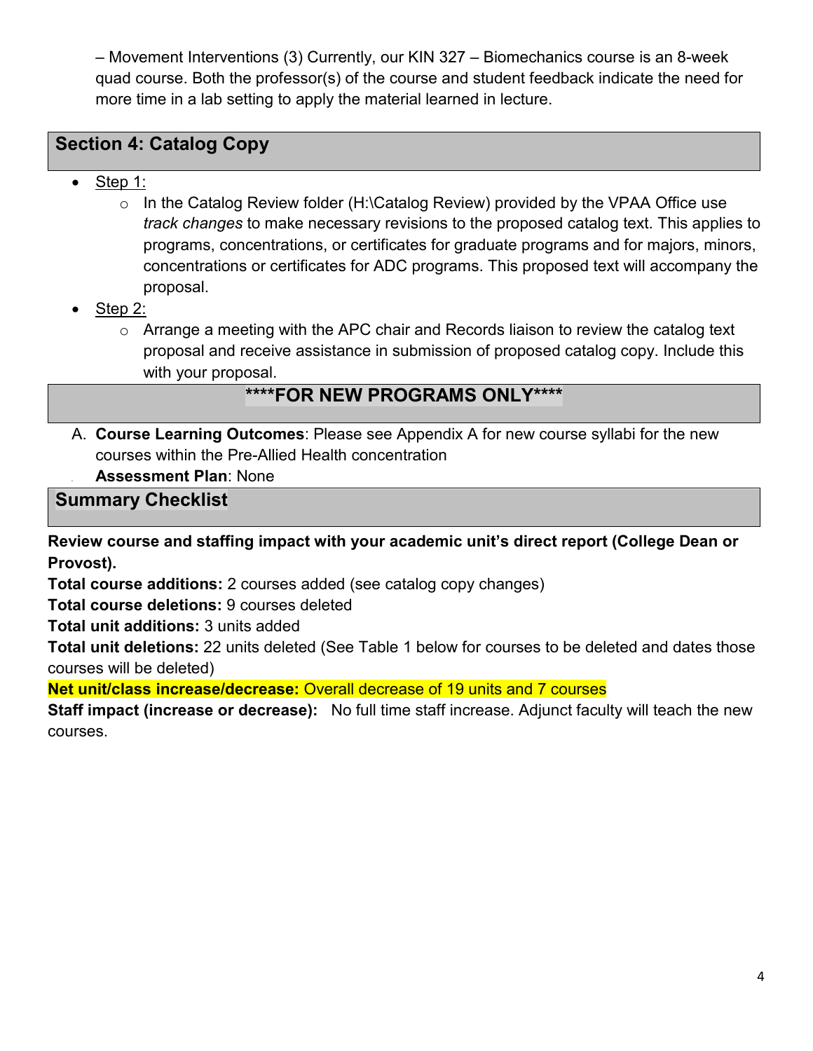– Movement Interventions (3) Currently, our KIN 327 – Biomechanics course is an 8-week quad course. Both the professor(s) of the course and student feedback indicate the need for more time in a lab setting to apply the material learned in lecture.

## Section 4: Catalog Copy

- Step 1:
  - In the Catalog Review folder (H:\Catalog Review) provided by the VPAA Office use *track changes* to make necessary revisions to the proposed catalog text. This applies to programs, concentrations, or certificates for graduate programs and for majors, minors, concentrations or certificates for ADC programs. This proposed text will accompany the proposal.
- Step 2:
  - Arrange a meeting with the APC chair and Records liaison to review the catalog text proposal and receive assistance in submission of proposed catalog copy. Include this with your proposal.

## ****FOR NEW PROGRAMS ONLY****

A. **Course Learning Outcomes**: Please see Appendix A for new course syllabi for the new courses within the Pre-Allied Health concentration

B. **Assessment Plan**: None

## Summary Checklist

**Review course and staffing impact with your academic unit's direct report (College Dean or Provost).**

**Total course additions:** 2 courses added (see catalog copy changes)

**Total course deletions:** 9 courses deleted

**Total unit additions:** 3 units added

**Total unit deletions:** 22 units deleted (See Table 1 below for courses to be deleted and dates those courses will be deleted)

**Net unit/class increase/decrease:** Overall decrease of 19 units and 7 courses

**Staff impact (increase or decrease):** No full time staff increase. Adjunct faculty will teach the new courses.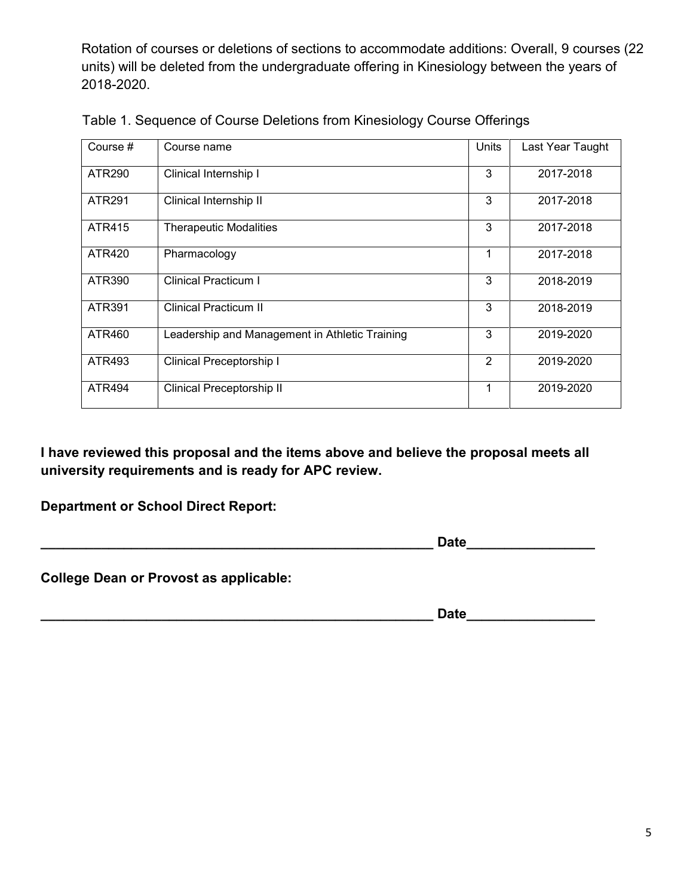Rotation of courses or deletions of sections to accommodate additions: Overall, 9 courses (22 units) will be deleted from the undergraduate offering in Kinesiology between the years of 2018-2020.

Table 1. Sequence of Course Deletions from Kinesiology Course Offerings

| Course # | Course name | Units | Last Year Taught |
|---|---|---|---|
| ATR290 | Clinical Internship I | 3 | 2017-2018 |
| ATR291 | Clinical Internship II | 3 | 2017-2018 |
| ATR415 | Therapeutic Modalities | 3 | 2017-2018 |
| ATR420 | Pharmacology | 1 | 2017-2018 |
| ATR390 | Clinical Practicum I | 3 | 2018-2019 |
| ATR391 | Clinical Practicum II | 3 | 2018-2019 |
| ATR460 | Leadership and Management in Athletic Training | 3 | 2019-2020 |
| ATR493 | Clinical Preceptorship I | 2 | 2019-2020 |
| ATR494 | Clinical Preceptorship II | 1 | 2019-2020 |

**I have reviewed this proposal and the items above and believe the proposal meets all university requirements and is ready for APC review.**

**Department or School Direct Report:**

**______________________________________________________ Date_________________**

**College Dean or Provost as applicable:**

**______________________________________________________ Date_________________**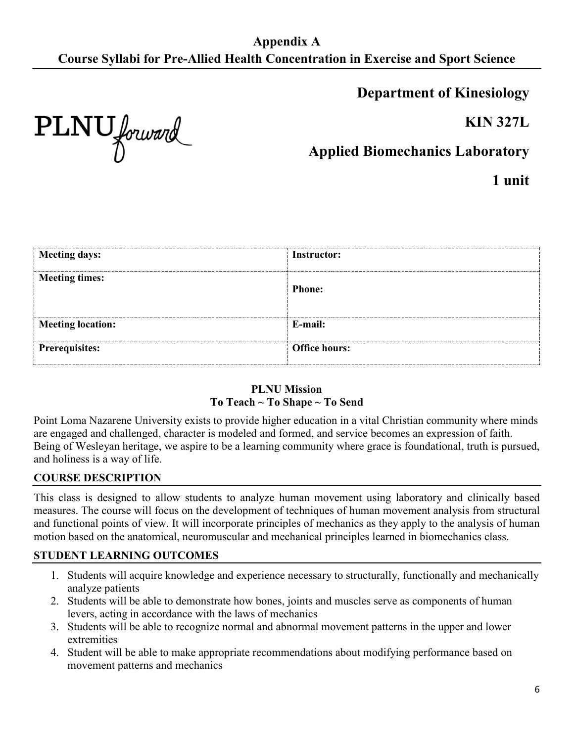## Appendix A
## Course Syllabi for Pre-Allied Health Concentration in Exercise and Sport Science

PLNU forward

# Department of Kinesiology

## KIN 327L

## Applied Biomechanics Laboratory

## 1 unit

| Meeting days: | Instructor: |
|---|---|
| Meeting times: | Phone: |
| Meeting location: | E-mail: |
| Prerequisites: | Office hours: |

**PLNU Mission**
**To Teach ~ To Shape ~ To Send**

Point Loma Nazarene University exists to provide higher education in a vital Christian community where minds are engaged and challenged, character is modeled and formed, and service becomes an expression of faith. Being of Wesleyan heritage, we aspire to be a learning community where grace is foundational, truth is pursued, and holiness is a way of life.

### COURSE DESCRIPTION

This class is designed to allow students to analyze human movement using laboratory and clinically based measures. The course will focus on the development of techniques of human movement analysis from structural and functional points of view. It will incorporate principles of mechanics as they apply to the analysis of human motion based on the anatomical, neuromuscular and mechanical principles learned in biomechanics class.

### STUDENT LEARNING OUTCOMES

1. Students will acquire knowledge and experience necessary to structurally, functionally and mechanically analyze patients
2. Students will be able to demonstrate how bones, joints and muscles serve as components of human levers, acting in accordance with the laws of mechanics
3. Students will be able to recognize normal and abnormal movement patterns in the upper and lower extremities
4. Student will be able to make appropriate recommendations about modifying performance based on movement patterns and mechanics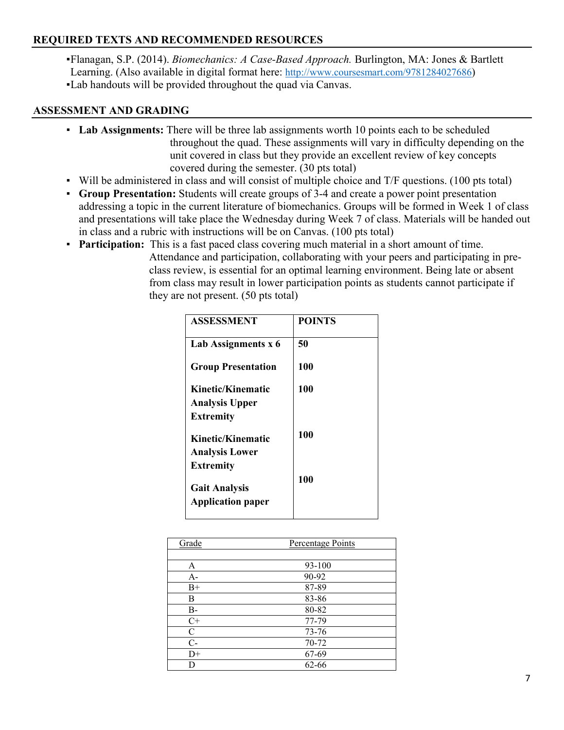## REQUIRED TEXTS AND RECOMMENDED RESOURCES

- Flanagan, S.P. (2014). *Biomechanics: A Case-Based Approach.* Burlington, MA: Jones & Bartlett Learning. (Also available in digital format here: http://www.coursesmart.com/9781284027686)
- Lab handouts will be provided throughout the quad via Canvas.

## ASSESSMENT AND GRADING

- **Lab Assignments:** There will be three lab assignments worth 10 points each to be scheduled throughout the quad. These assignments will vary in difficulty depending on the unit covered in class but they provide an excellent review of key concepts covered during the semester. (30 pts total)
- Will be administered in class and will consist of multiple choice and T/F questions. (100 pts total)
- **Group Presentation:** Students will create groups of 3-4 and create a power point presentation addressing a topic in the current literature of biomechanics. Groups will be formed in Week 1 of class and presentations will take place the Wednesday during Week 7 of class. Materials will be handed out in class and a rubric with instructions will be on Canvas. (100 pts total)
- **Participation:** This is a fast paced class covering much material in a short amount of time. Attendance and participation, collaborating with your peers and participating in pre-class review, is essential for an optimal learning environment. Being late or absent from class may result in lower participation points as students cannot participate if they are not present. (50 pts total)

| ASSESSMENT | POINTS |
|---|---|
| **Lab Assignments x 6** | **50** |
| **Group Presentation** | **100** |
| **Kinetic/Kinematic Analysis Upper Extremity** | **100** |
| **Kinetic/Kinematic Analysis Lower Extremity** | **100** |
| **Gait Analysis Application paper** | **100** |

| Grade | Percentage Points |
|---|---|
| A | 93-100 |
| A- | 90-92 |
| B+ | 87-89 |
| B | 83-86 |
| B- | 80-82 |
| C+ | 77-79 |
| C | 73-76 |
| C- | 70-72 |
| D+ | 67-69 |
| D | 62-66 |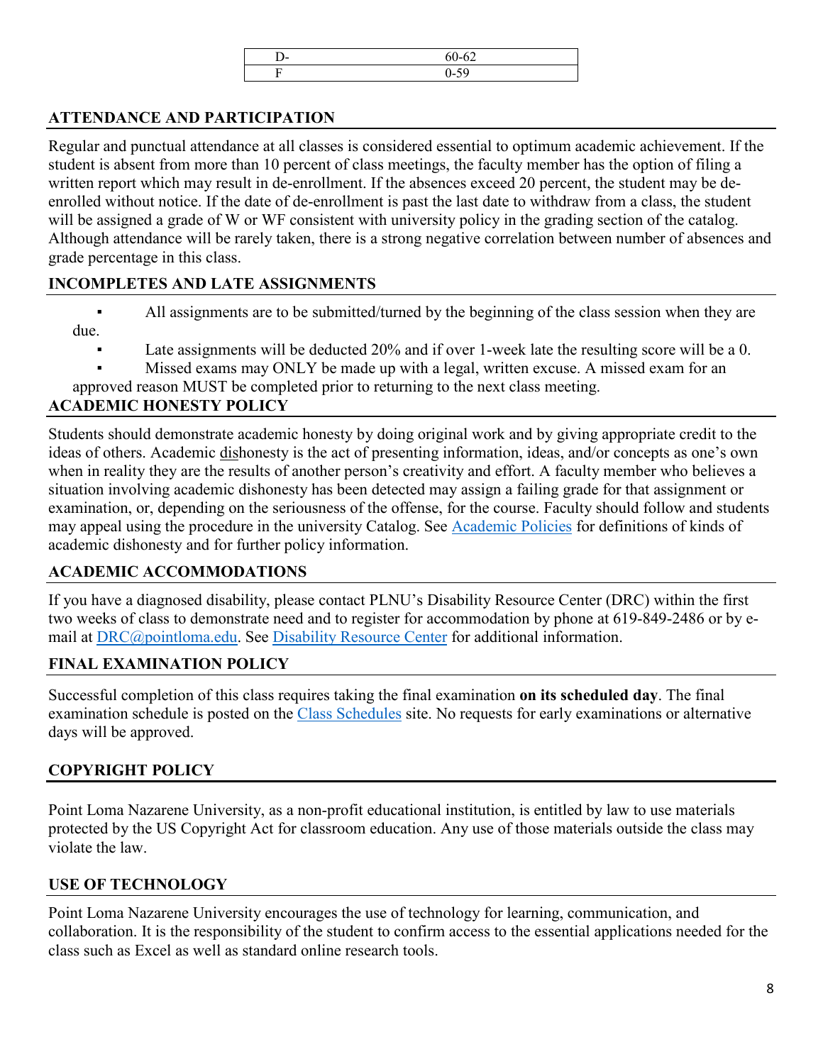| D- | 60-62 |
| --- | --- |
| F | 0-59 |

## ATTENDANCE AND PARTICIPATION

Regular and punctual attendance at all classes is considered essential to optimum academic achievement. If the student is absent from more than 10 percent of class meetings, the faculty member has the option of filing a written report which may result in de-enrollment. If the absences exceed 20 percent, the student may be de-enrolled without notice. If the date of de-enrollment is past the last date to withdraw from a class, the student will be assigned a grade of W or WF consistent with university policy in the grading section of the catalog. Although attendance will be rarely taken, there is a strong negative correlation between number of absences and grade percentage in this class.

## INCOMPLETES AND LATE ASSIGNMENTS

- All assignments are to be submitted/turned by the beginning of the class session when they are due.
- Late assignments will be deducted 20% and if over 1-week late the resulting score will be a 0.
- Missed exams may ONLY be made up with a legal, written excuse. A missed exam for an approved reason MUST be completed prior to returning to the next class meeting.

## ACADEMIC HONESTY POLICY

Students should demonstrate academic honesty by doing original work and by giving appropriate credit to the ideas of others. Academic dishonesty is the act of presenting information, ideas, and/or concepts as one's own when in reality they are the results of another person's creativity and effort. A faculty member who believes a situation involving academic dishonesty has been detected may assign a failing grade for that assignment or examination, or, depending on the seriousness of the offense, for the course. Faculty should follow and students may appeal using the procedure in the university Catalog. See Academic Policies for definitions of kinds of academic dishonesty and for further policy information.

## ACADEMIC ACCOMMODATIONS

If you have a diagnosed disability, please contact PLNU's Disability Resource Center (DRC) within the first two weeks of class to demonstrate need and to register for accommodation by phone at 619-849-2486 or by e-mail at DRC@pointloma.edu. See Disability Resource Center for additional information.

## FINAL EXAMINATION POLICY

Successful completion of this class requires taking the final examination **on its scheduled day**. The final examination schedule is posted on the Class Schedules site. No requests for early examinations or alternative days will be approved.

## COPYRIGHT POLICY

Point Loma Nazarene University, as a non-profit educational institution, is entitled by law to use materials protected by the US Copyright Act for classroom education. Any use of those materials outside the class may violate the law.

## USE OF TECHNOLOGY

Point Loma Nazarene University encourages the use of technology for learning, communication, and collaboration. It is the responsibility of the student to confirm access to the essential applications needed for the class such as Excel as well as standard online research tools.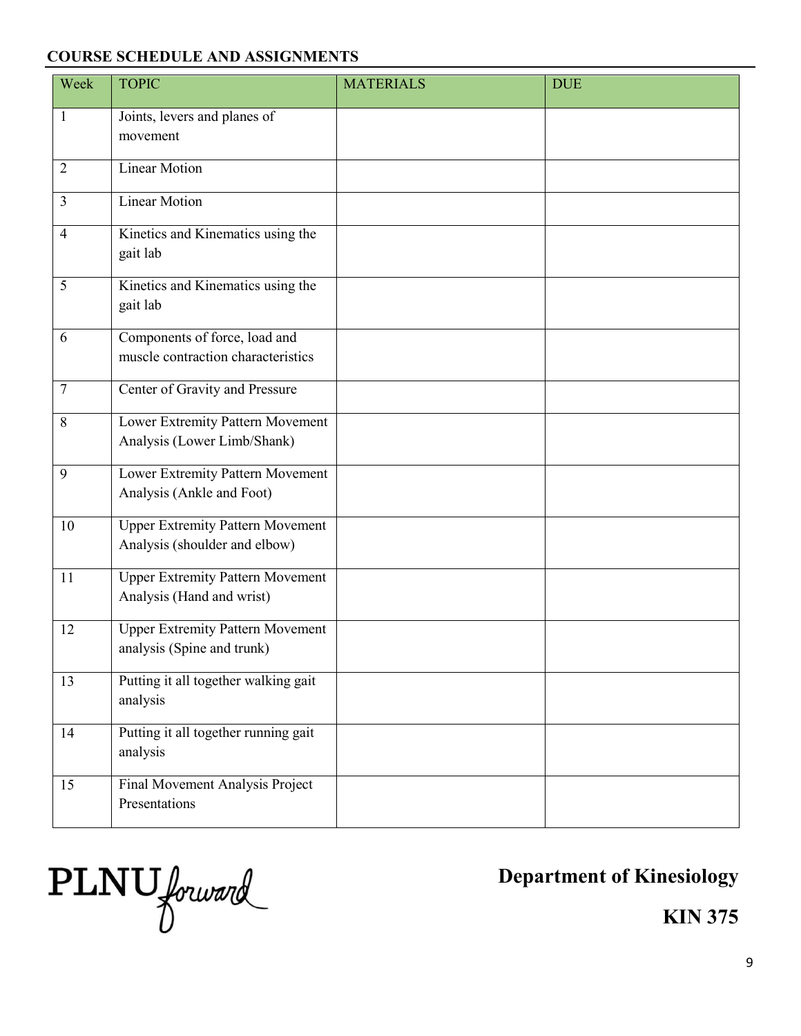**COURSE SCHEDULE AND ASSIGNMENTS**

| Week | TOPIC | MATERIALS | DUE |
|---|---|---|---|
| 1 | Joints, levers and planes of movement | | |
| 2 | Linear Motion | | |
| 3 | Linear Motion | | |
| 4 | Kinetics and Kinematics using the gait lab | | |
| 5 | Kinetics and Kinematics using the gait lab | | |
| 6 | Components of force, load and muscle contraction characteristics | | |
| 7 | Center of Gravity and Pressure | | |
| 8 | Lower Extremity Pattern Movement Analysis (Lower Limb/Shank) | | |
| 9 | Lower Extremity Pattern Movement Analysis (Ankle and Foot) | | |
| 10 | Upper Extremity Pattern Movement Analysis (shoulder and elbow) | | |
| 11 | Upper Extremity Pattern Movement Analysis (Hand and wrist) | | |
| 12 | Upper Extremity Pattern Movement analysis (Spine and trunk) | | |
| 13 | Putting it all together walking gait analysis | | |
| 14 | Putting it all together running gait analysis | | |
| 15 | Final Movement Analysis Project Presentations | | |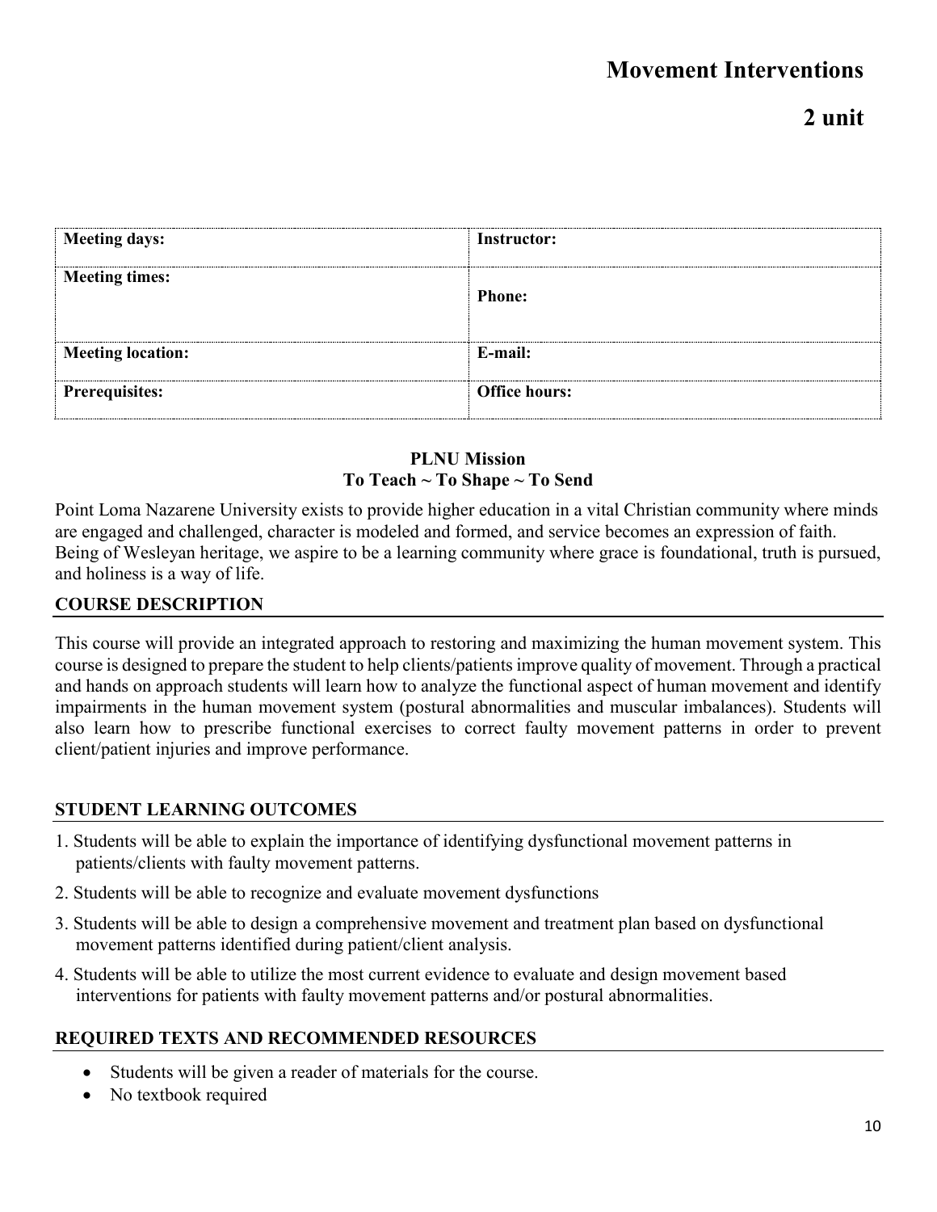# Movement Interventions

## 2 unit

| Meeting days: | Instructor: |
| --- | --- |
| Meeting times: | Phone: |
| Meeting location: | E-mail: |
| Prerequisites: | Office hours: |

**PLNU Mission**
**To Teach ~ To Shape ~ To Send**

Point Loma Nazarene University exists to provide higher education in a vital Christian community where minds are engaged and challenged, character is modeled and formed, and service becomes an expression of faith. Being of Wesleyan heritage, we aspire to be a learning community where grace is foundational, truth is pursued, and holiness is a way of life.

## COURSE DESCRIPTION

This course will provide an integrated approach to restoring and maximizing the human movement system. This course is designed to prepare the student to help clients/patients improve quality of movement. Through a practical and hands on approach students will learn how to analyze the functional aspect of human movement and identify impairments in the human movement system (postural abnormalities and muscular imbalances). Students will also learn how to prescribe functional exercises to correct faulty movement patterns in order to prevent client/patient injuries and improve performance.

## STUDENT LEARNING OUTCOMES

1. Students will be able to explain the importance of identifying dysfunctional movement patterns in patients/clients with faulty movement patterns.
2. Students will be able to recognize and evaluate movement dysfunctions
3. Students will be able to design a comprehensive movement and treatment plan based on dysfunctional movement patterns identified during patient/client analysis.
4. Students will be able to utilize the most current evidence to evaluate and design movement based interventions for patients with faulty movement patterns and/or postural abnormalities.

## REQUIRED TEXTS AND RECOMMENDED RESOURCES

- Students will be given a reader of materials for the course.
- No textbook required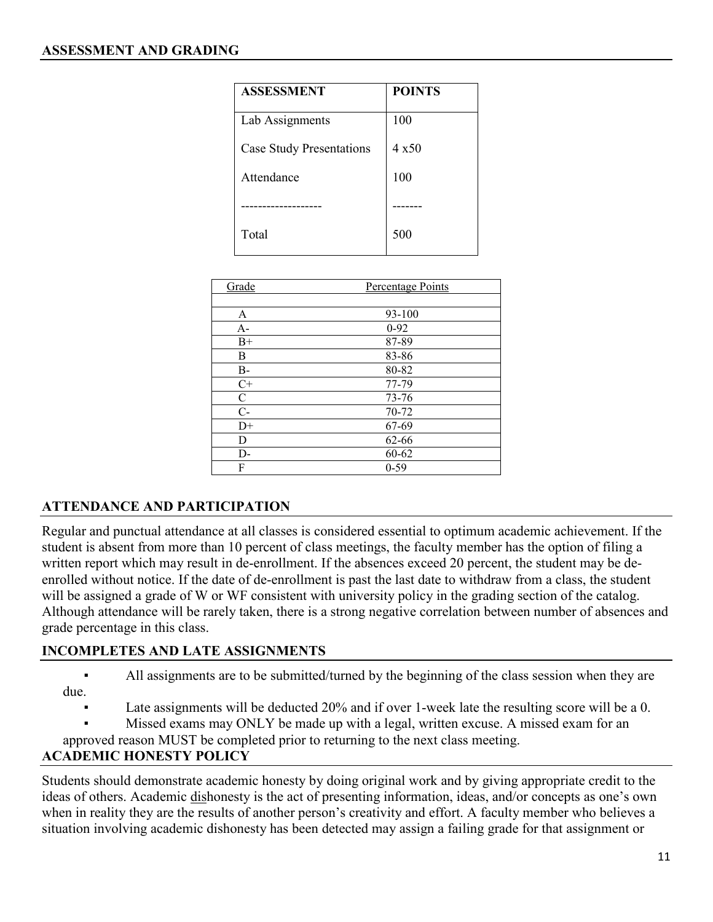## ASSESSMENT AND GRADING

| ASSESSMENT | POINTS |
|---|---|
| Lab Assignments | 100 |
| Case Study Presentations | 4 x50 |
| Attendance | 100 |
| ------------------- | ------- |
| Total | 500 |

| Grade | Percentage Points |
|---|---|
| | |
| A | 93-100 |
| A- | 0-92 |
| B+ | 87-89 |
| B | 83-86 |
| B- | 80-82 |
| C+ | 77-79 |
| C | 73-76 |
| C- | 70-72 |
| D+ | 67-69 |
| D | 62-66 |
| D- | 60-62 |
| F | 0-59 |

## ATTENDANCE AND PARTICIPATION

Regular and punctual attendance at all classes is considered essential to optimum academic achievement. If the student is absent from more than 10 percent of class meetings, the faculty member has the option of filing a written report which may result in de-enrollment. If the absences exceed 20 percent, the student may be de-enrolled without notice. If the date of de-enrollment is past the last date to withdraw from a class, the student will be assigned a grade of W or WF consistent with university policy in the grading section of the catalog. Although attendance will be rarely taken, there is a strong negative correlation between number of absences and grade percentage in this class.

## INCOMPLETES AND LATE ASSIGNMENTS

- All assignments are to be submitted/turned by the beginning of the class session when they are due.
- Late assignments will be deducted 20% and if over 1-week late the resulting score will be a 0.
- Missed exams may ONLY be made up with a legal, written excuse. A missed exam for an approved reason MUST be completed prior to returning to the next class meeting.

## ACADEMIC HONESTY POLICY

Students should demonstrate academic honesty by doing original work and by giving appropriate credit to the ideas of others. Academic <u>dis</u>honesty is the act of presenting information, ideas, and/or concepts as one's own when in reality they are the results of another person's creativity and effort. A faculty member who believes a situation involving academic dishonesty has been detected may assign a failing grade for that assignment or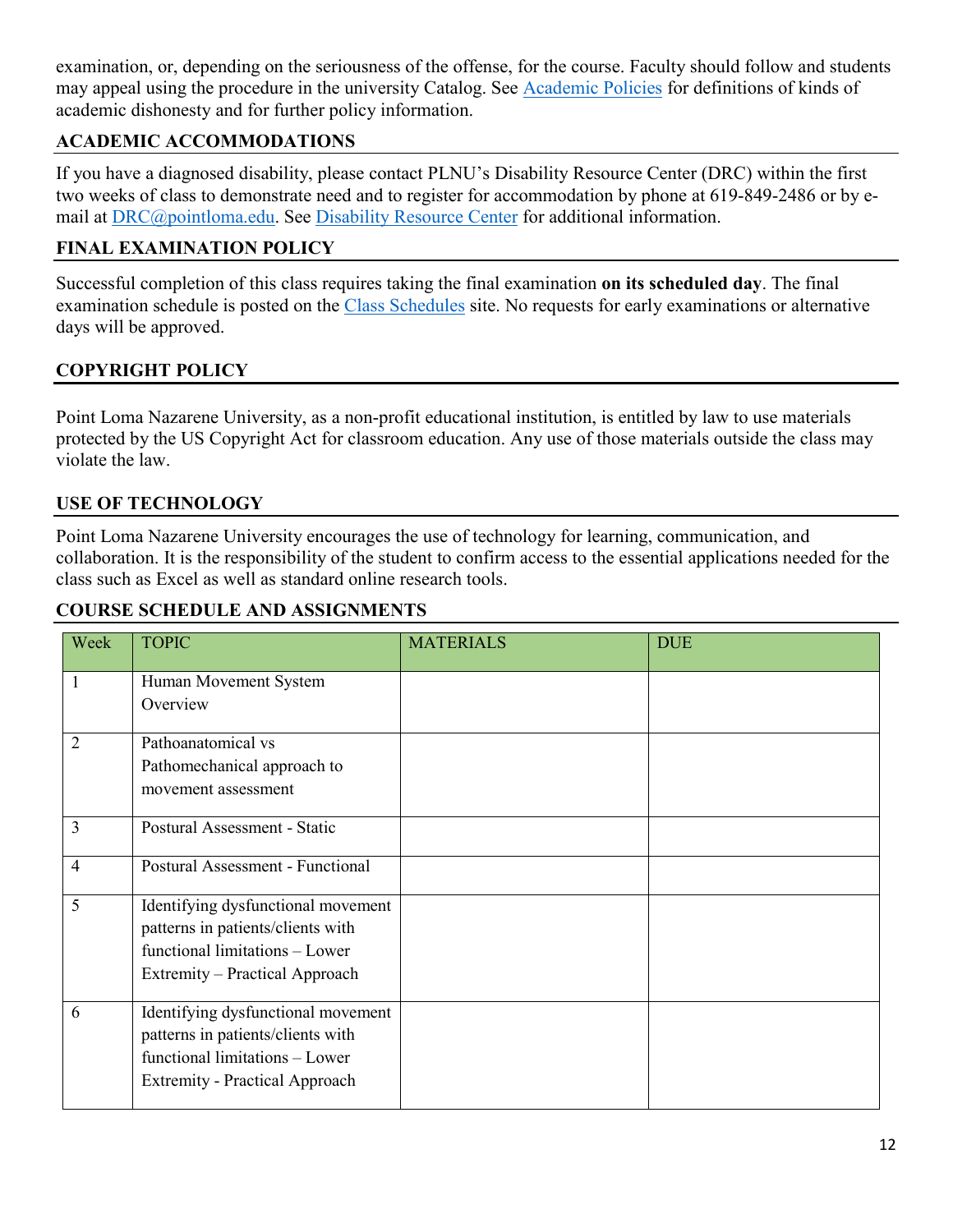examination, or, depending on the seriousness of the offense, for the course. Faculty should follow and students may appeal using the procedure in the university Catalog. See [Academic Policies] for definitions of kinds of academic dishonesty and for further policy information.

## ACADEMIC ACCOMMODATIONS

If you have a diagnosed disability, please contact PLNU's Disability Resource Center (DRC) within the first two weeks of class to demonstrate need and to register for accommodation by phone at 619-849-2486 or by e-mail at DRC@pointloma.edu. See Disability Resource Center for additional information.

## FINAL EXAMINATION POLICY

Successful completion of this class requires taking the final examination **on its scheduled day**. The final examination schedule is posted on the Class Schedules site. No requests for early examinations or alternative days will be approved.

## COPYRIGHT POLICY

Point Loma Nazarene University, as a non-profit educational institution, is entitled by law to use materials protected by the US Copyright Act for classroom education. Any use of those materials outside the class may violate the law.

## USE OF TECHNOLOGY

Point Loma Nazarene University encourages the use of technology for learning, communication, and collaboration. It is the responsibility of the student to confirm access to the essential applications needed for the class such as Excel as well as standard online research tools.

## COURSE SCHEDULE AND ASSIGNMENTS

| Week | TOPIC | MATERIALS | DUE |
|---|---|---|---|
| 1 | Human Movement System Overview | | |
| 2 | Pathoanatomical vs Pathomechanical approach to movement assessment | | |
| 3 | Postural Assessment - Static | | |
| 4 | Postural Assessment - Functional | | |
| 5 | Identifying dysfunctional movement patterns in patients/clients with functional limitations – Lower Extremity – Practical Approach | | |
| 6 | Identifying dysfunctional movement patterns in patients/clients with functional limitations – Lower Extremity - Practical Approach | | |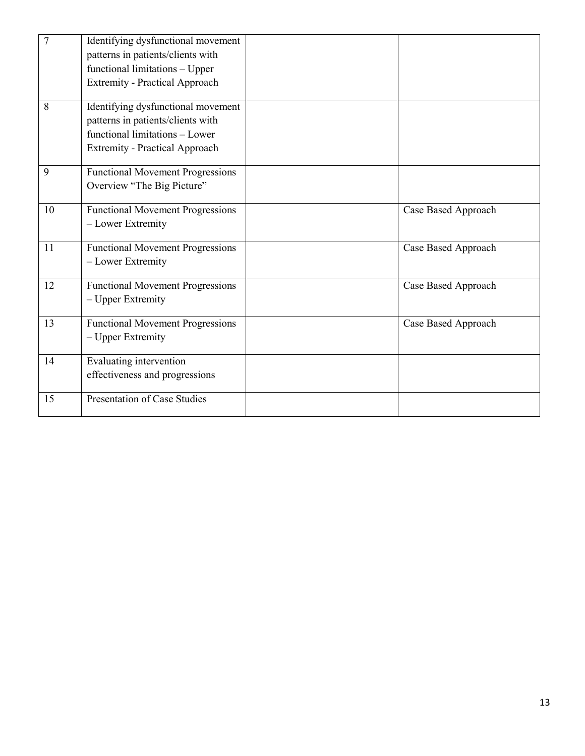| | | | |
|---|---|---|---|
| 7 | Identifying dysfunctional movement patterns in patients/clients with functional limitations – Upper Extremity - Practical Approach | | |
| 8 | Identifying dysfunctional movement patterns in patients/clients with functional limitations – Lower Extremity - Practical Approach | | |
| 9 | Functional Movement Progressions Overview "The Big Picture" | | |
| 10 | Functional Movement Progressions – Lower Extremity | | Case Based Approach |
| 11 | Functional Movement Progressions – Lower Extremity | | Case Based Approach |
| 12 | Functional Movement Progressions – Upper Extremity | | Case Based Approach |
| 13 | Functional Movement Progressions – Upper Extremity | | Case Based Approach |
| 14 | Evaluating intervention effectiveness and progressions | | |
| 15 | Presentation of Case Studies | | |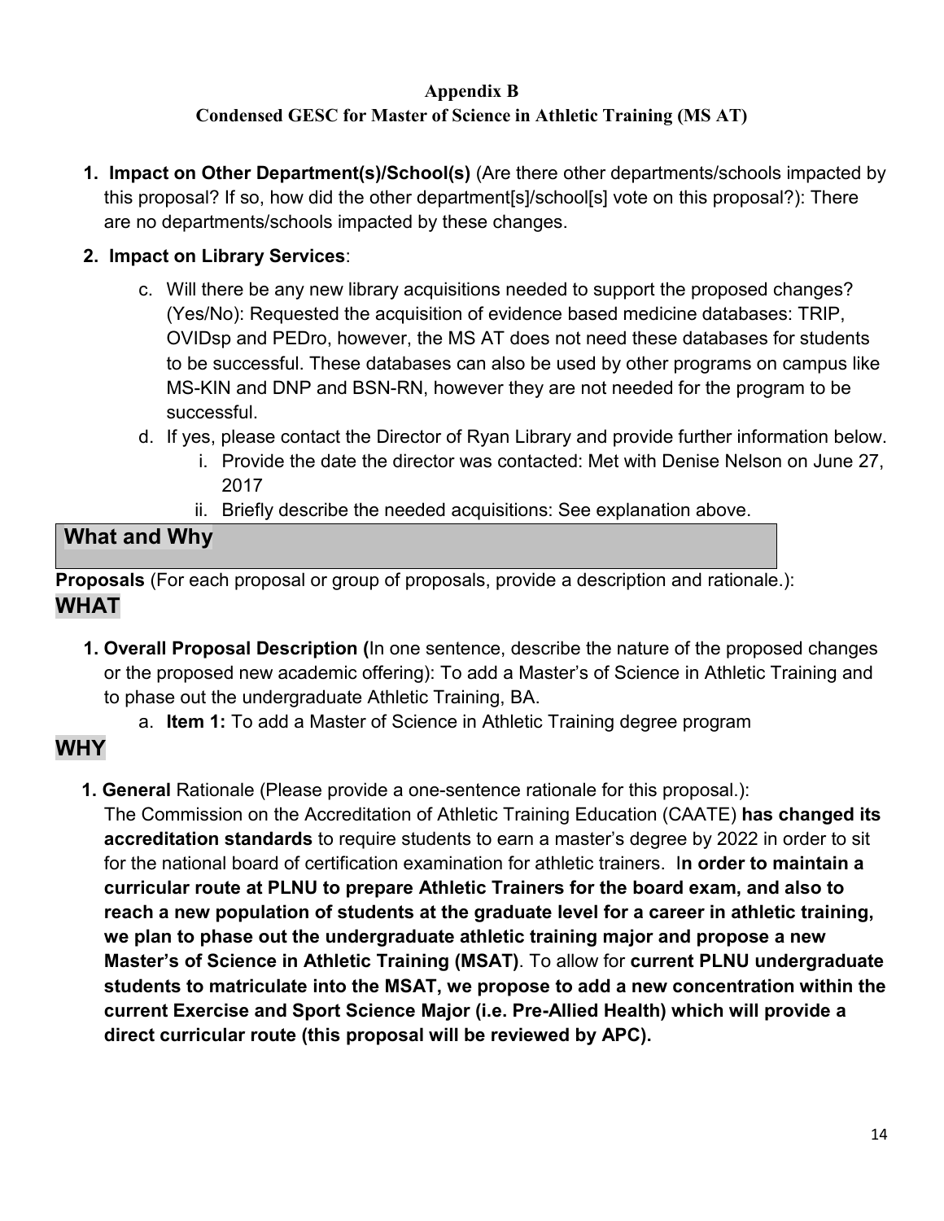**Appendix B**

**Condensed GESC for Master of Science in Athletic Training (MS AT)**

1. **Impact on Other Department(s)/School(s)** (Are there other departments/schools impacted by this proposal? If so, how did the other department[s]/school[s] vote on this proposal?): There are no departments/schools impacted by these changes.

2. **Impact on Library Services**:

    c. Will there be any new library acquisitions needed to support the proposed changes? (Yes/No): Requested the acquisition of evidence based medicine databases: TRIP, OVIDsp and PEDro, however, the MS AT does not need these databases for students to be successful. These databases can also be used by other programs on campus like MS-KIN and DNP and BSN-RN, however they are not needed for the program to be successful.

    d. If yes, please contact the Director of Ryan Library and provide further information below.

    i. Provide the date the director was contacted: Met with Denise Nelson on June 27, 2017

    ii. Briefly describe the needed acquisitions: See explanation above.

## What and Why

**Proposals** (For each proposal or group of proposals, provide a description and rationale.):

## WHAT

1. **Overall Proposal Description (**In one sentence, describe the nature of the proposed changes or the proposed new academic offering): To add a Master's of Science in Athletic Training and to phase out the undergraduate Athletic Training, BA.

    a. **Item 1:** To add a Master of Science in Athletic Training degree program

## WHY

1. **General** Rationale (Please provide a one-sentence rationale for this proposal.):

    The Commission on the Accreditation of Athletic Training Education (CAATE) **has changed its accreditation standards** to require students to earn a master's degree by 2022 in order to sit for the national board of certification examination for athletic trainers. I**n order to maintain a curricular route at PLNU to prepare Athletic Trainers for the board exam, and also to reach a new population of students at the graduate level for a career in athletic training, we plan to phase out the undergraduate athletic training major and propose a new Master's of Science in Athletic Training (MSAT)**. To allow for **current PLNU undergraduate students to matriculate into the MSAT, we propose to add a new concentration within the current Exercise and Sport Science Major (i.e. Pre-Allied Health) which will provide a direct curricular route (this proposal will be reviewed by APC).**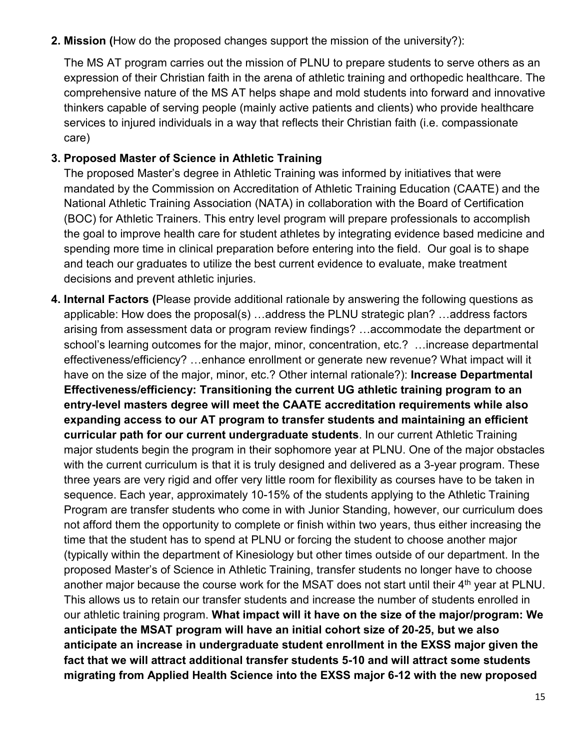**2. Mission (**How do the proposed changes support the mission of the university?):

The MS AT program carries out the mission of PLNU to prepare students to serve others as an expression of their Christian faith in the arena of athletic training and orthopedic healthcare. The comprehensive nature of the MS AT helps shape and mold students into forward and innovative thinkers capable of serving people (mainly active patients and clients) who provide healthcare services to injured individuals in a way that reflects their Christian faith (i.e. compassionate care)

**3. Proposed Master of Science in Athletic Training**

The proposed Master's degree in Athletic Training was informed by initiatives that were mandated by the Commission on Accreditation of Athletic Training Education (CAATE) and the National Athletic Training Association (NATA) in collaboration with the Board of Certification (BOC) for Athletic Trainers. This entry level program will prepare professionals to accomplish the goal to improve health care for student athletes by integrating evidence based medicine and spending more time in clinical preparation before entering into the field. Our goal is to shape and teach our graduates to utilize the best current evidence to evaluate, make treatment decisions and prevent athletic injuries.

**4. Internal Factors (**Please provide additional rationale by answering the following questions as applicable: How does the proposal(s) …address the PLNU strategic plan? …address factors arising from assessment data or program review findings? …accommodate the department or school's learning outcomes for the major, minor, concentration, etc.? …increase departmental effectiveness/efficiency? …enhance enrollment or generate new revenue? What impact will it have on the size of the major, minor, etc.? Other internal rationale?): **Increase Departmental Effectiveness/efficiency: Transitioning the current UG athletic training program to an entry-level masters degree will meet the CAATE accreditation requirements while also expanding access to our AT program to transfer students and maintaining an efficient curricular path for our current undergraduate students**. In our current Athletic Training major students begin the program in their sophomore year at PLNU. One of the major obstacles with the current curriculum is that it is truly designed and delivered as a 3-year program. These three years are very rigid and offer very little room for flexibility as courses have to be taken in sequence. Each year, approximately 10-15% of the students applying to the Athletic Training Program are transfer students who come in with Junior Standing, however, our curriculum does not afford them the opportunity to complete or finish within two years, thus either increasing the time that the student has to spend at PLNU or forcing the student to choose another major (typically within the department of Kinesiology but other times outside of our department. In the proposed Master's of Science in Athletic Training, transfer students no longer have to choose another major because the course work for the MSAT does not start until their 4th year at PLNU. This allows us to retain our transfer students and increase the number of students enrolled in our athletic training program. **What impact will it have on the size of the major/program: We anticipate the MSAT program will have an initial cohort size of 20-25, but we also anticipate an increase in undergraduate student enrollment in the EXSS major given the fact that we will attract additional transfer students 5-10 and will attract some students migrating from Applied Health Science into the EXSS major 6-12 with the new proposed**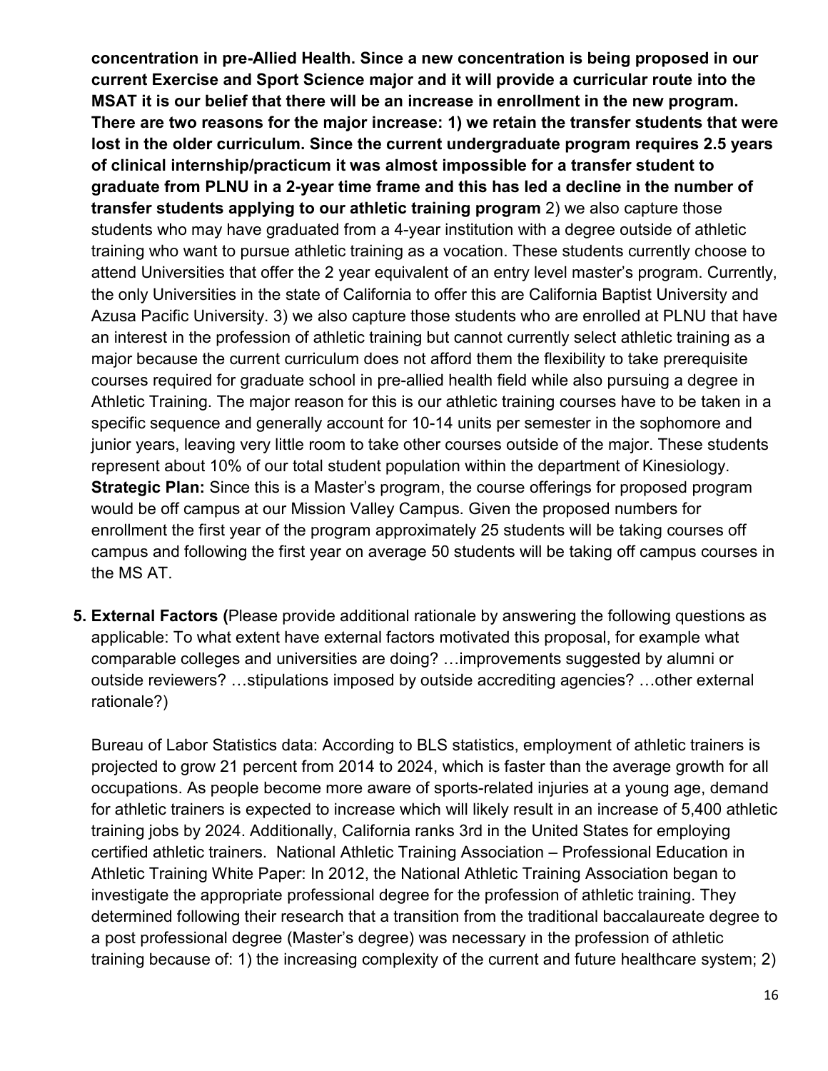**concentration in pre-Allied Health. Since a new concentration is being proposed in our current Exercise and Sport Science major and it will provide a curricular route into the MSAT it is our belief that there will be an increase in enrollment in the new program. There are two reasons for the major increase: 1) we retain the transfer students that were lost in the older curriculum. Since the current undergraduate program requires 2.5 years of clinical internship/practicum it was almost impossible for a transfer student to graduate from PLNU in a 2-year time frame and this has led a decline in the number of transfer students applying to our athletic training program** 2) we also capture those students who may have graduated from a 4-year institution with a degree outside of athletic training who want to pursue athletic training as a vocation. These students currently choose to attend Universities that offer the 2 year equivalent of an entry level master's program. Currently, the only Universities in the state of California to offer this are California Baptist University and Azusa Pacific University. 3) we also capture those students who are enrolled at PLNU that have an interest in the profession of athletic training but cannot currently select athletic training as a major because the current curriculum does not afford them the flexibility to take prerequisite courses required for graduate school in pre-allied health field while also pursuing a degree in Athletic Training. The major reason for this is our athletic training courses have to be taken in a specific sequence and generally account for 10-14 units per semester in the sophomore and junior years, leaving very little room to take other courses outside of the major. These students represent about 10% of our total student population within the department of Kinesiology. **Strategic Plan:** Since this is a Master's program, the course offerings for proposed program would be off campus at our Mission Valley Campus. Given the proposed numbers for enrollment the first year of the program approximately 25 students will be taking courses off campus and following the first year on average 50 students will be taking off campus courses in the MS AT.

5. **External Factors (**Please provide additional rationale by answering the following questions as applicable: To what extent have external factors motivated this proposal, for example what comparable colleges and universities are doing? …improvements suggested by alumni or outside reviewers? …stipulations imposed by outside accrediting agencies? …other external rationale?)

   Bureau of Labor Statistics data: According to BLS statistics, employment of athletic trainers is projected to grow 21 percent from 2014 to 2024, which is faster than the average growth for all occupations. As people become more aware of sports-related injuries at a young age, demand for athletic trainers is expected to increase which will likely result in an increase of 5,400 athletic training jobs by 2024. Additionally, California ranks 3rd in the United States for employing certified athletic trainers. National Athletic Training Association – Professional Education in Athletic Training White Paper: In 2012, the National Athletic Training Association began to investigate the appropriate professional degree for the profession of athletic training. They determined following their research that a transition from the traditional baccalaureate degree to a post professional degree (Master's degree) was necessary in the profession of athletic training because of: 1) the increasing complexity of the current and future healthcare system; 2)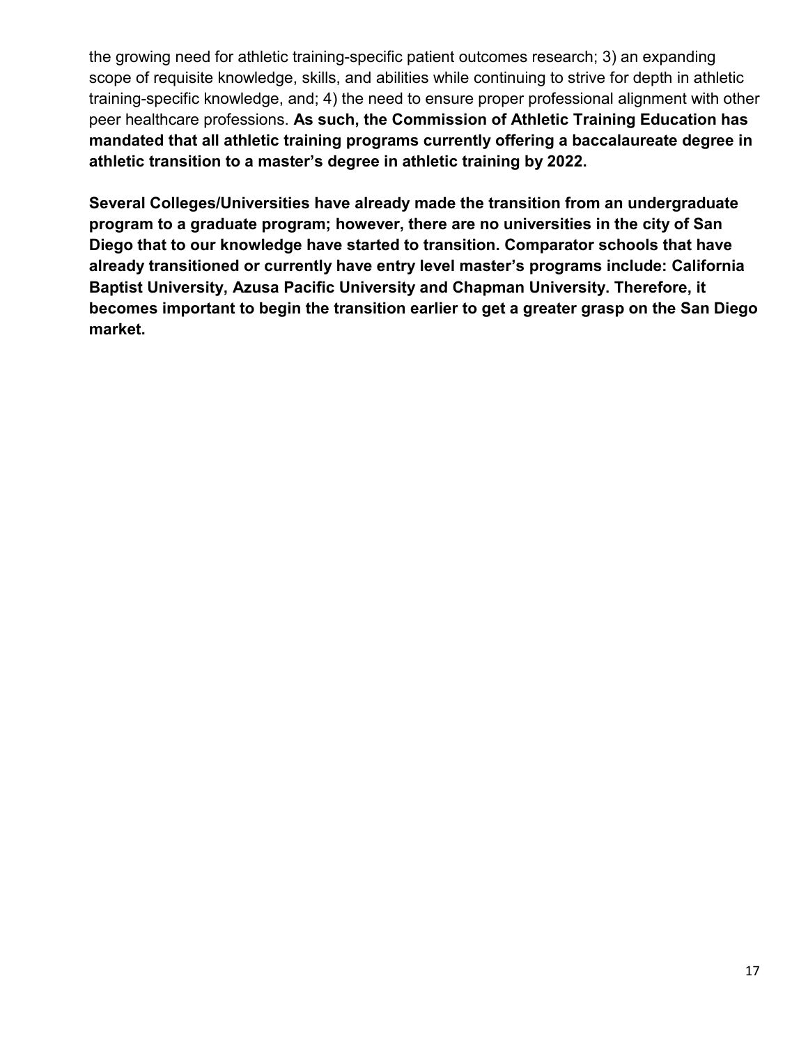the growing need for athletic training-specific patient outcomes research; 3) an expanding scope of requisite knowledge, skills, and abilities while continuing to strive for depth in athletic training-specific knowledge, and; 4) the need to ensure proper professional alignment with other peer healthcare professions. **As such, the Commission of Athletic Training Education has mandated that all athletic training programs currently offering a baccalaureate degree in athletic transition to a master's degree in athletic training by 2022.**

**Several Colleges/Universities have already made the transition from an undergraduate program to a graduate program; however, there are no universities in the city of San Diego that to our knowledge have started to transition. Comparator schools that have already transitioned or currently have entry level master's programs include: California Baptist University, Azusa Pacific University and Chapman University. Therefore, it becomes important to begin the transition earlier to get a greater grasp on the San Diego market.**